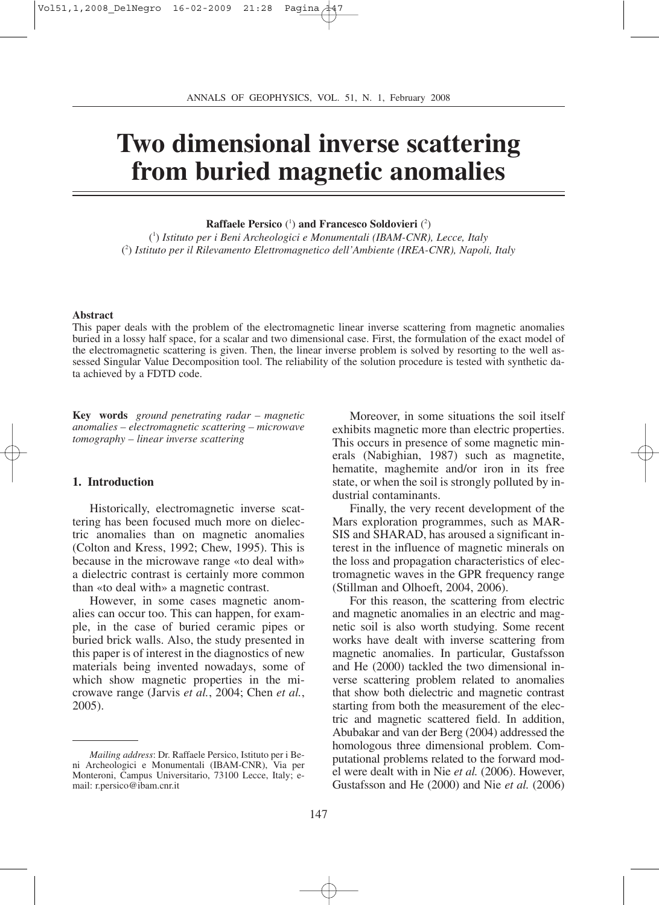# Two dimensional inverse scattering from buried magnetic anomalies

**Raffaele Persico** ([1]) **and Francesco Soldovieri** ([2])

([1]) *Istituto per i Beni Archeologici e Monumentali (IBAM-CNR), Lecce, Italy*
([2]) *Istituto per il Rilevamento Elettromagnetico dell'Ambiente (IREA-CNR), Napoli, Italy*

**Abstract**

This paper deals with the problem of the electromagnetic linear inverse scattering from magnetic anomalies buried in a lossy half space, for a scalar and two dimensional case. First, the formulation of the exact model of the electromagnetic scattering is given. Then, the linear inverse problem is solved by resorting to the well assessed Singular Value Decomposition tool. The reliability of the solution procedure is tested with synthetic data achieved by a FDTD code.

**Key words** *ground penetrating radar – magnetic anomalies – electromagnetic scattering – microwave tomography – linear inverse scattering*

## 1. Introduction

Historically, electromagnetic inverse scattering has been focused much more on dielectric anomalies than on magnetic anomalies (Colton and Kress, 1992; Chew, 1995). This is because in the microwave range «to deal with» a dielectric contrast is certainly more common than «to deal with» a magnetic contrast.

However, in some cases magnetic anomalies can occur too. This can happen, for example, in the case of buried ceramic pipes or buried brick walls. Also, the study presented in this paper is of interest in the diagnostics of new materials being invented nowadays, some of which show magnetic properties in the microwave range (Jarvis *et al.*, 2004; Chen *et al.*, 2005).

Moreover, in some situations the soil itself exhibits magnetic more than electric properties. This occurs in presence of some magnetic minerals (Nabighian, 1987) such as magnetite, hematite, maghemite and/or iron in its free state, or when the soil is strongly polluted by industrial contaminants.

Finally, the very recent development of the Mars exploration programmes, such as MARSIS and SHARAD, has aroused a significant interest in the influence of magnetic minerals on the loss and propagation characteristics of electromagnetic waves in the GPR frequency range (Stillman and Olhoeft, 2004, 2006).

For this reason, the scattering from electric and magnetic anomalies in an electric and magnetic soil is also worth studying. Some recent works have dealt with inverse scattering from magnetic anomalies. In particular, Gustafsson and He (2000) tackled the two dimensional inverse scattering problem related to anomalies that show both dielectric and magnetic contrast starting from both the measurement of the electric and magnetic scattered field. In addition, Abubakar and van der Berg (2004) addressed the homologous three dimensional problem. Computational problems related to the forward model were dealt with in Nie *et al.* (2006). However, Gustafsson and He (2000) and Nie *et al.* (2006)

---

*Mailing address*: Dr. Raffaele Persico, Istituto per i Beni Archeologici e Monumentali (IBAM-CNR), Via per Monteroni, Campus Universitario, 73100 Lecce, Italy; e-mail: r.persico@ibam.cnr.it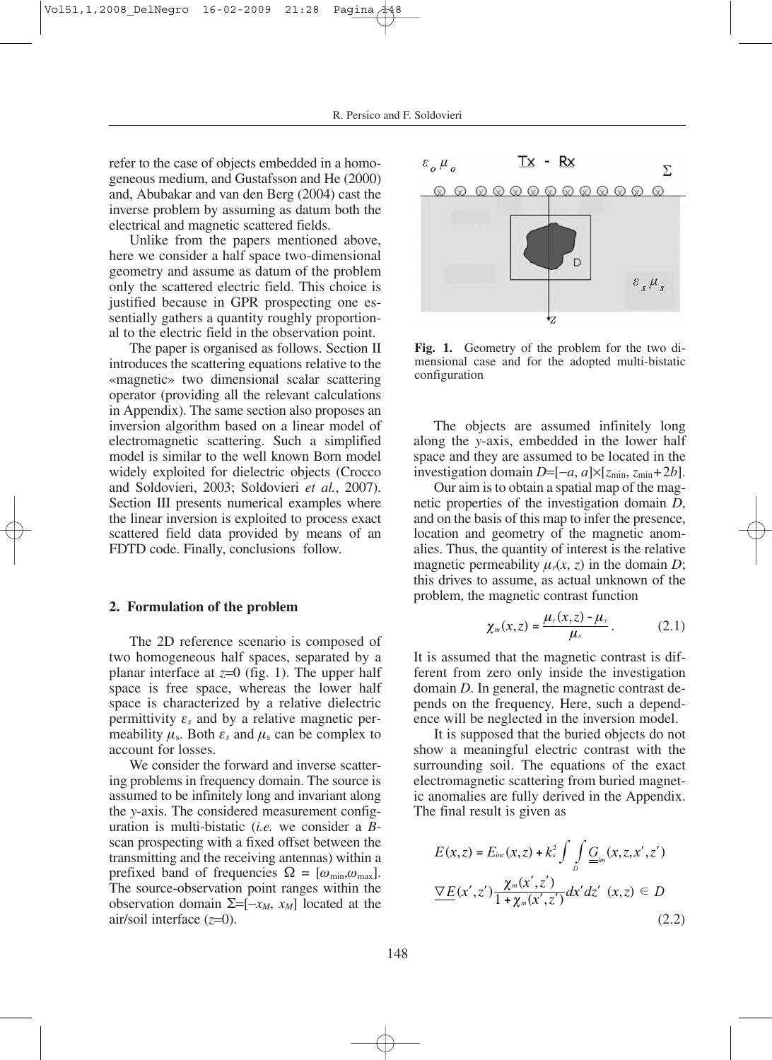refer to the case of objects embedded in a homogeneous medium, and Gustafsson and He (2000) and, Abubakar and van den Berg (2004) cast the inverse problem by assuming as datum both the electrical and magnetic scattered fields.

Unlike from the papers mentioned above, here we consider a half space two-dimensional geometry and assume as datum of the problem only the scattered electric field. This choice is justified because in GPR prospecting one essentially gathers a quantity roughly proportional to the electric field in the observation point.

The paper is organised as follows. Section II introduces the scattering equations relative to the «magnetic» two dimensional scalar scattering operator (providing all the relevant calculations in Appendix). The same section also proposes an inversion algorithm based on a linear model of electromagnetic scattering. Such a simplified model is similar to the well known Born model widely exploited for dielectric objects (Crocco and Soldovieri, 2003; Soldovieri *et al.*, 2007). Section III presents numerical examples where the linear inversion is exploited to process exact scattered field data provided by means of an FDTD code. Finally, conclusions follow.

## 2. Formulation of the problem

The 2D reference scenario is composed of two homogeneous half spaces, separated by a planar interface at $z$=0 (fig. 1). The upper half space is free space, whereas the lower half space is characterized by a relative dielectric permittivity $\varepsilon_s$ and by a relative magnetic permeability $\mu_s$. Both $\varepsilon_s$ and $\mu_s$ can be complex to account for losses.

We consider the forward and inverse scattering problems in frequency domain. The source is assumed to be infinitely long and invariant along the $y$-axis. The considered measurement configuration is multi-bistatic (*i.e.* we consider a *B*-scan prospecting with a fixed offset between the transmitting and the receiving antennas) within a prefixed band of frequencies $\Omega = [\omega_{\min}, \omega_{\max}]$. The source-observation point ranges within the observation domain $\Sigma=[-x_M, x_M]$ located at the air/soil interface ($z$=0).

**Fig. 1.** Geometry of the problem for the two dimensional case and for the adopted multi-bistatic configuration

The objects are assumed infinitely long along the $y$-axis, embedded in the lower half space and they are assumed to be located in the investigation domain $D=[-a, a]\times[z_{\min}, z_{\min}+2b]$.

Our aim is to obtain a spatial map of the magnetic properties of the investigation domain $D$, and on the basis of this map to infer the presence, location and geometry of the magnetic anomalies. Thus, the quantity of interest is the relative magnetic permeability $\mu_r(x, z)$ in the domain $D$; this drives to assume, as actual unknown of the problem, the magnetic contrast function

$$\chi_m(x,z) = \frac{\mu_r(x,z) - \mu_s}{\mu_s}. \tag{2.1}$$

It is assumed that the magnetic contrast is different from zero only inside the investigation domain $D$. In general, the magnetic contrast depends on the frequency. Here, such a dependence will be neglected in the inversion model.

It is supposed that the buried objects do not show a meaningful electric contrast with the surrounding soil. The equations of the exact electromagnetic scattering from buried magnetic anomalies are fully derived in the Appendix. The final result is given as

$$E(x,z) = E_{inc}(x,z) + k_s^2 \int_D \int \underline{\underline{G}}_{im}(x,z,x',z') \underline{\nabla E}(x',z') \frac{\chi_m(x',z')}{1+\chi_m(x',z')} dx'dz' \quad (x,z) \in D \tag{2.2}$$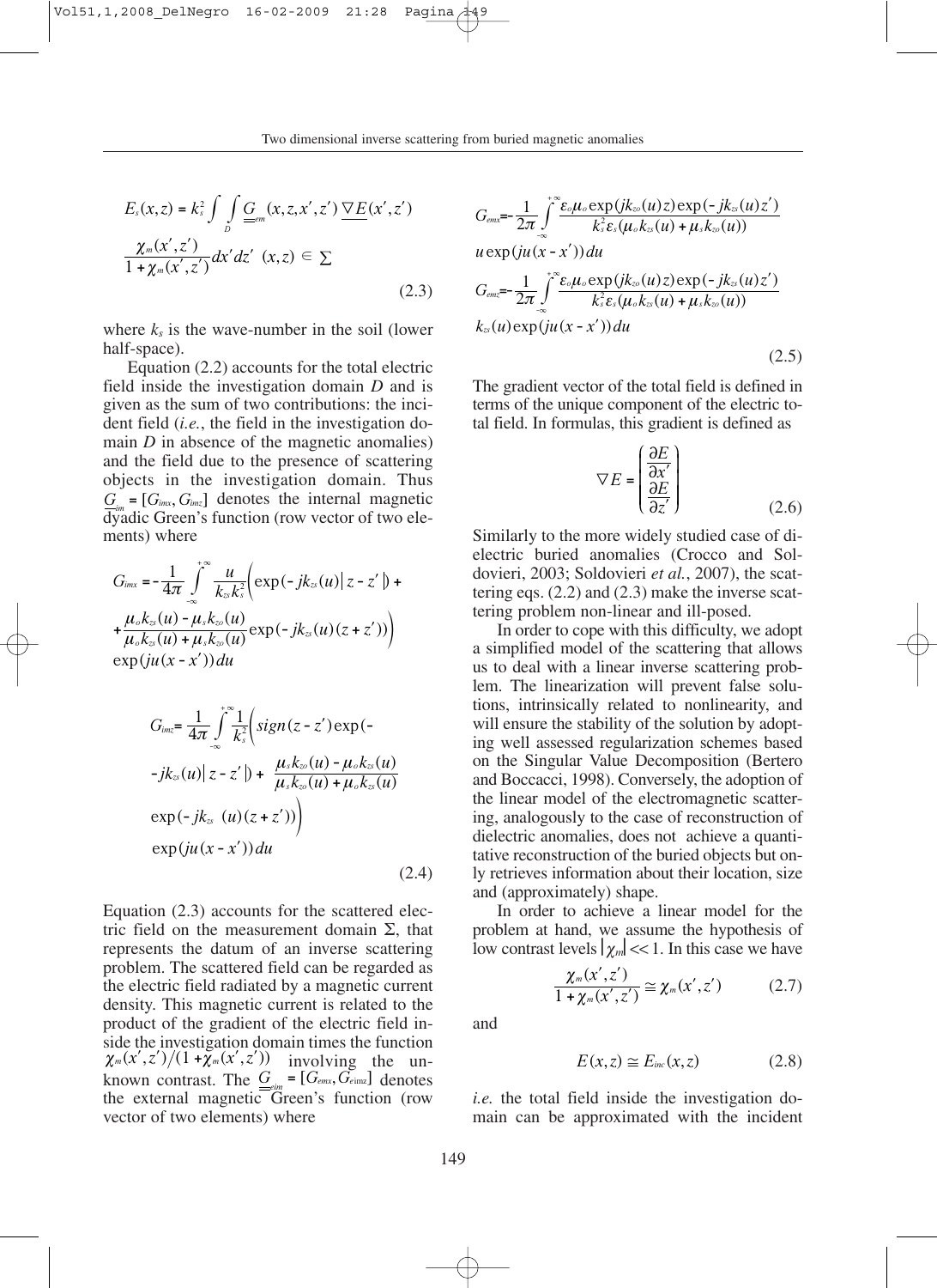$$E_s(x,z) = k_s^2 \int_D \int \underline{\underline{G}}_{em}(x,z,x',z') \, \underline{\nabla E}(x',z') \frac{\chi_m(x',z')}{1+\chi_m(x',z')} dx'dz' \quad (x,z) \in \Sigma \tag{2.3}$$

where $k_s$ is the wave-number in the soil (lower half-space).

Equation (2.2) accounts for the total electric field inside the investigation domain $D$ and is given as the sum of two contributions: the incident field (*i.e.*, the field in the investigation domain $D$ in absence of the magnetic anomalies) and the field due to the presence of scattering objects in the investigation domain. Thus $\underline{\underline{G}}_{im} = [G_{imx}, G_{imz}]$ denotes the internal magnetic dyadic Green's function (row vector of two elements) where

$$G_{imx} = -\frac{1}{4\pi} \int_{-\infty}^{+\infty} \frac{u}{k_{zs} k_s^2} \Bigg( \exp(-jk_{zs}(u)|z-z'|) + \frac{\mu_o k_{zs}(u) - \mu_s k_{zo}(u)}{\mu_o k_{zs}(u) + \mu_s k_{zo}(u)} \exp(-jk_{zs}(u)(z+z')) \Bigg) \exp(ju(x-x'))du$$

$$G_{imz} = \frac{1}{4\pi} \int_{-\infty}^{+\infty} \frac{1}{k_s^2} \Bigg( sign(z-z') \exp(-jk_{zs}(u)|z-z'|) + \frac{\mu_s k_{zo}(u) - \mu_o k_{zs}(u)}{\mu_s k_{zo}(u) + \mu_o k_{zs}(u)} \exp(-jk_{zs}(u)(z+z')) \Bigg) \exp(ju(x-x'))du \tag{2.4}$$

Equation (2.3) accounts for the scattered electric field on the measurement domain $\Sigma$, that represents the datum of an inverse scattering problem. The scattered field can be regarded as the electric field radiated by a magnetic current density. This magnetic current is related to the product of the gradient of the electric field inside the investigation domain times the function $\chi_m(x',z')/(1+\chi_m(x',z'))$ involving the unknown contrast. The $\underline{\underline{G}}_{em} = [G_{emx}, G_{emz}]$ denotes the external magnetic Green's function (row vector of two elements) where

$$G_{emx} = -\frac{1}{2\pi} \int_{-\infty}^{+\infty} \frac{\varepsilon_o \mu_o \exp(jk_{zo}(u)z) \exp(-jk_{zs}(u)z')}{k_s^2 \varepsilon_s (\mu_o k_{zs}(u) + \mu_s k_{zo}(u))} u \exp(ju(x-x'))du$$

$$G_{emz} = -\frac{1}{2\pi} \int_{-\infty}^{+\infty} \frac{\varepsilon_o \mu_o \exp(jk_{zo}(u)z) \exp(-jk_{zs}(u)z')}{k_s^2 \varepsilon_s (\mu_o k_{zs}(u) + \mu_s k_{zo}(u))} k_{zs}(u) \exp(ju(x-x'))du \tag{2.5}$$

The gradient vector of the total field is defined in terms of the unique component of the electric total field. In formulas, this gradient is defined as

$$\nabla E = \begin{pmatrix} \dfrac{\partial E}{\partial x'} \\ \dfrac{\partial E}{\partial z'} \end{pmatrix} \tag{2.6}$$

Similarly to the more widely studied case of dielectric buried anomalies (Crocco and Soldovieri, 2003; Soldovieri *et al.*, 2007), the scattering eqs. (2.2) and (2.3) make the inverse scattering problem non-linear and ill-posed.

In order to cope with this difficulty, we adopt a simplified model of the scattering that allows us to deal with a linear inverse scattering problem. The linearization will prevent false solutions, intrinsically related to nonlinearity, and will ensure the stability of the solution by adopting well assessed regularization schemes based on the Singular Value Decomposition (Bertero and Boccacci, 1998). Conversely, the adoption of the linear model of the electromagnetic scattering, analogously to the case of reconstruction of dielectric anomalies, does not achieve a quantitative reconstruction of the buried objects but only retrieves information about their location, size and (approximately) shape.

In order to achieve a linear model for the problem at hand, we assume the hypothesis of low contrast levels $|\chi_m| << 1$. In this case we have

$$\frac{\chi_m(x',z')}{1+\chi_m(x',z')} \cong \chi_m(x',z') \tag{2.7}$$

and

$$E(x,z) \cong E_{inc}(x,z) \tag{2.8}$$

*i.e.* the total field inside the investigation domain can be approximated with the incident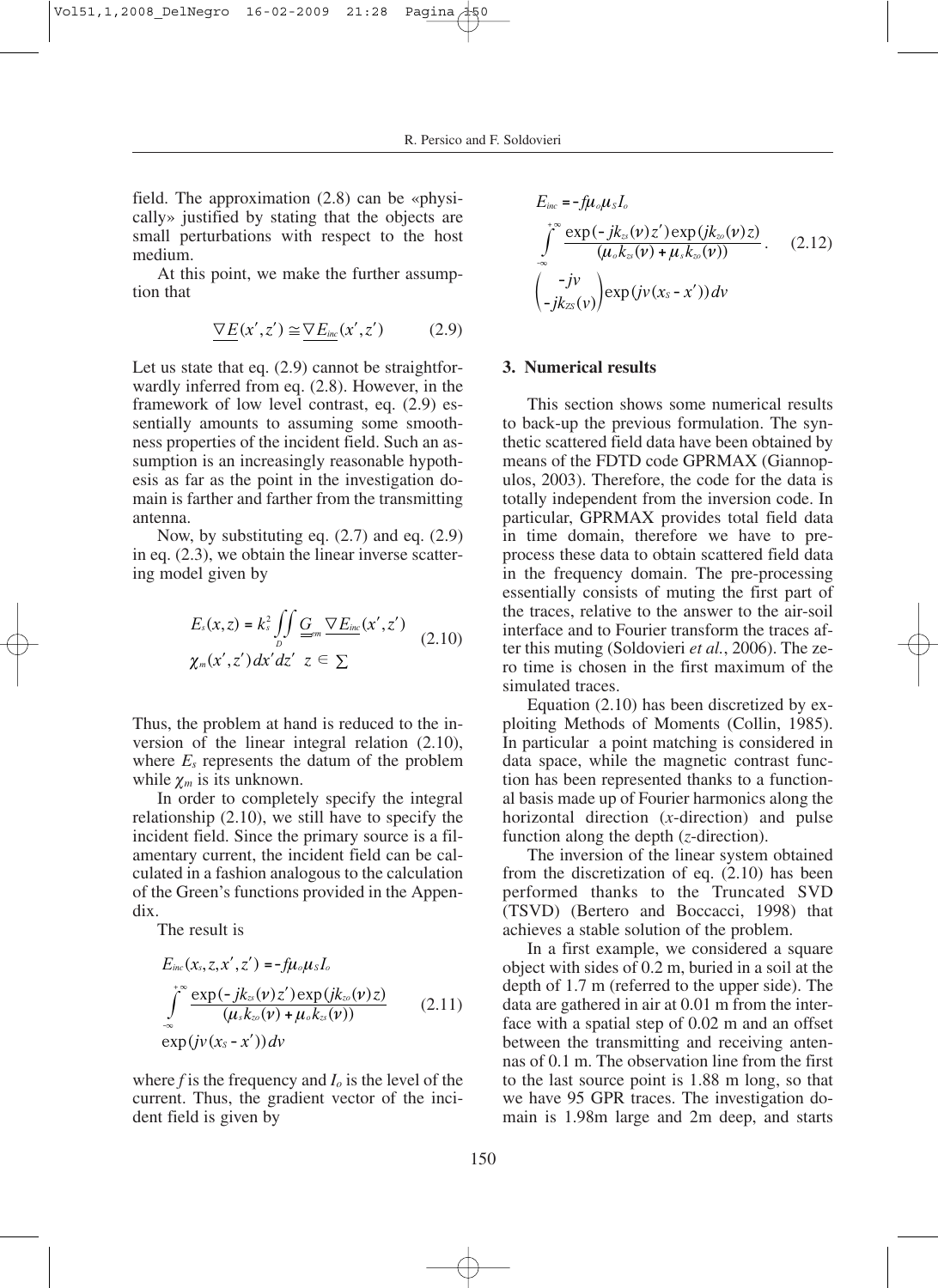field. The approximation (2.8) can be «physically» justified by stating that the objects are small perturbations with respect to the host medium.

At this point, we make the further assumption that

$$\underline{\nabla E}(x',z') \cong \underline{\nabla E_{inc}}(x',z') \qquad (2.9)$$

Let us state that eq. (2.9) cannot be straightforwardly inferred from eq. (2.8). However, in the framework of low level contrast, eq. (2.9) essentially amounts to assuming some smoothness properties of the incident field. Such an assumption is an increasingly reasonable hypothesis as far as the point in the investigation domain is farther and farther from the transmitting antenna.

Now, by substituting eq. (2.7) and eq. (2.9) in eq. (2.3), we obtain the linear inverse scattering model given by

$$E_s(x,z) = k_s^2 \iint_D \underline{\underline{G}}_{em} \, \underline{\nabla E_{inc}}(x',z') \, \chi_m(x',z') dx' dz' \quad z \in \sum \qquad (2.10)$$

Thus, the problem at hand is reduced to the inversion of the linear integral relation (2.10), where $E_s$ represents the datum of the problem while $\chi_m$ is its unknown.

In order to completely specify the integral relationship (2.10), we still have to specify the incident field. Since the primary source is a filamentary current, the incident field can be calculated in a fashion analogous to the calculation of the Green's functions provided in the Appendix.

The result is

$$E_{inc}(x_s,z,x',z') = -f\mu_o \mu_S I_o \int_{-\infty}^{+\infty} \frac{\exp(-jk_{zs}(\nu)z')\exp(jk_{zo}(\nu)z)}{(\mu_s k_{zo}(\nu) + \mu_o k_{zs}(\nu))} \exp(j\nu(x_S - x'))d\nu \qquad (2.11)$$

where $f$ is the frequency and $I_o$ is the level of the current. Thus, the gradient vector of the incident field is given by

$$E_{inc} = -f\mu_o \mu_S I_o \int_{-\infty}^{+\infty} \frac{\exp(-jk_{zs}(\nu)z')\exp(jk_{zo}(\nu)z)}{(\mu_o k_{zs}(\nu) + \mu_s k_{zo}(\nu))} \begin{pmatrix} -j\nu \\ -jk_{ZS}(\nu) \end{pmatrix} \exp(j\nu(x_S - x'))d\nu . \qquad (2.12)$$

## 3. Numerical results

This section shows some numerical results to back-up the previous formulation. The synthetic scattered field data have been obtained by means of the FDTD code GPRMAX (Giannopulos, 2003). Therefore, the code for the data is totally independent from the inversion code. In particular, GPRMAX provides total field data in time domain, therefore we have to pre-process these data to obtain scattered field data in the frequency domain. The pre-processing essentially consists of muting the first part of the traces, relative to the answer to the air-soil interface and to Fourier transform the traces after this muting (Soldovieri *et al.*, 2006). The zero time is chosen in the first maximum of the simulated traces.

Equation (2.10) has been discretized by exploiting Methods of Moments (Collin, 1985). In particular a point matching is considered in data space, while the magnetic contrast function has been represented thanks to a functional basis made up of Fourier harmonics along the horizontal direction ($x$-direction) and pulse function along the depth ($z$-direction).

The inversion of the linear system obtained from the discretization of eq. (2.10) has been performed thanks to the Truncated SVD (TSVD) (Bertero and Boccacci, 1998) that achieves a stable solution of the problem.

In a first example, we considered a square object with sides of 0.2 m, buried in a soil at the depth of 1.7 m (referred to the upper side). The data are gathered in air at 0.01 m from the interface with a spatial step of 0.02 m and an offset between the transmitting and receiving antennas of 0.1 m. The observation line from the first to the last source point is 1.88 m long, so that we have 95 GPR traces. The investigation domain is 1.98m large and 2m deep, and starts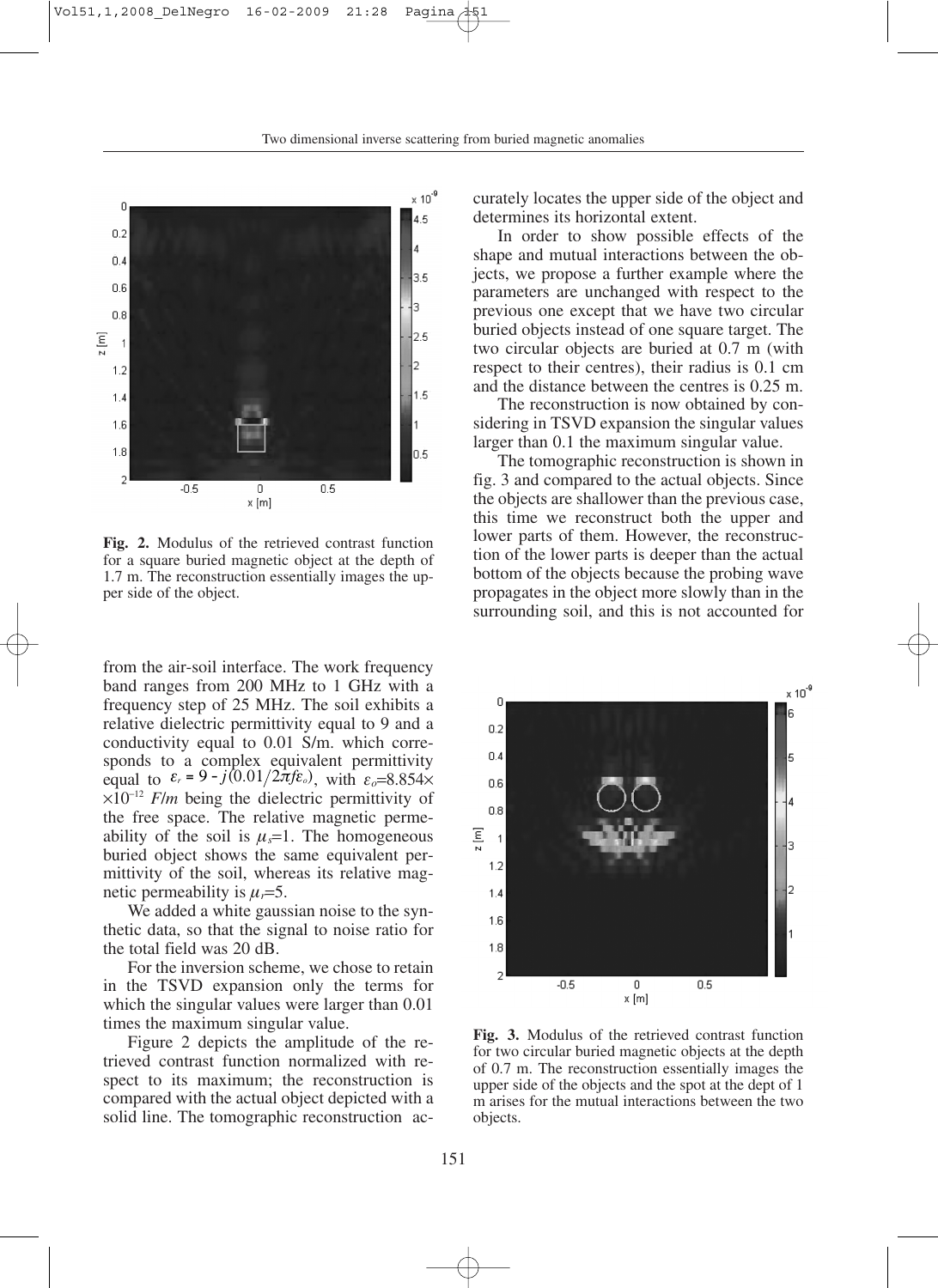**Fig. 2.** Modulus of the retrieved contrast function for a square buried magnetic object at the depth of 1.7 m. The reconstruction essentially images the upper side of the object.

from the air-soil interface. The work frequency band ranges from 200 MHz to 1 GHz with a frequency step of 25 MHz. The soil exhibits a relative dielectric permittivity equal to 9 and a conductivity equal to 0.01 S/m. which corresponds to a complex equivalent permittivity equal to $\varepsilon_r = 9 - j(0.01/2\pi f\varepsilon_o)$, with $\varepsilon_o$=8.854× ×$10^{-12}$ *F/m* being the dielectric permittivity of the free space. The relative magnetic permeability of the soil is $\mu_s$=1. The homogeneous buried object shows the same equivalent permittivity of the soil, whereas its relative magnetic permeability is $\mu_r$=5.

We added a white gaussian noise to the synthetic data, so that the signal to noise ratio for the total field was 20 dB.

For the inversion scheme, we chose to retain in the TSVD expansion only the terms for which the singular values were larger than 0.01 times the maximum singular value.

Figure 2 depicts the amplitude of the retrieved contrast function normalized with respect to its maximum; the reconstruction is compared with the actual object depicted with a solid line. The tomographic reconstruction accurately locates the upper side of the object and determines its horizontal extent.

In order to show possible effects of the shape and mutual interactions between the objects, we propose a further example where the parameters are unchanged with respect to the previous one except that we have two circular buried objects instead of one square target. The two circular objects are buried at 0.7 m (with respect to their centres), their radius is 0.1 cm and the distance between the centres is 0.25 m.

The reconstruction is now obtained by considering in TSVD expansion the singular values larger than 0.1 the maximum singular value.

The tomographic reconstruction is shown in fig. 3 and compared to the actual objects. Since the objects are shallower than the previous case, this time we reconstruct both the upper and lower parts of them. However, the reconstruction of the lower parts is deeper than the actual bottom of the objects because the probing wave propagates in the object more slowly than in the surrounding soil, and this is not accounted for

**Fig. 3.** Modulus of the retrieved contrast function for two circular buried magnetic objects at the depth of 0.7 m. The reconstruction essentially images the upper side of the objects and the spot at the dept of 1 m arises for the mutual interactions between the two objects.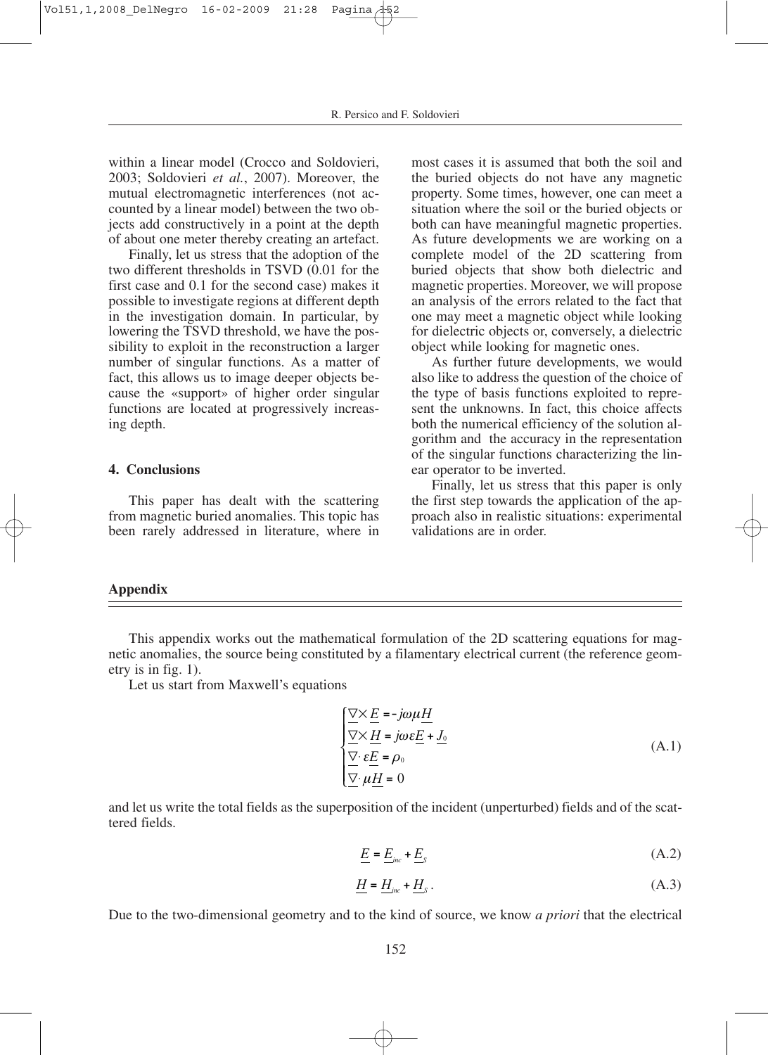within a linear model (Crocco and Soldovieri, 2003; Soldovieri *et al.*, 2007). Moreover, the mutual electromagnetic interferences (not accounted by a linear model) between the two objects add constructively in a point at the depth of about one meter thereby creating an artefact.

Finally, let us stress that the adoption of the two different thresholds in TSVD (0.01 for the first case and 0.1 for the second case) makes it possible to investigate regions at different depth in the investigation domain. In particular, by lowering the TSVD threshold, we have the possibility to exploit in the reconstruction a larger number of singular functions. As a matter of fact, this allows us to image deeper objects because the «support» of higher order singular functions are located at progressively increasing depth.

## 4. Conclusions

This paper has dealt with the scattering from magnetic buried anomalies. This topic has been rarely addressed in literature, where in most cases it is assumed that both the soil and the buried objects do not have any magnetic property. Some times, however, one can meet a situation where the soil or the buried objects or both can have meaningful magnetic properties. As future developments we are working on a complete model of the 2D scattering from buried objects that show both dielectric and magnetic properties. Moreover, we will propose an analysis of the errors related to the fact that one may meet a magnetic object while looking for dielectric objects or, conversely, a dielectric object while looking for magnetic ones.

As further future developments, we would also like to address the question of the choice of the type of basis functions exploited to represent the unknowns. In fact, this choice affects both the numerical efficiency of the solution algorithm and the accuracy in the representation of the singular functions characterizing the linear operator to be inverted.

Finally, let us stress that this paper is only the first step towards the application of the approach also in realistic situations: experimental validations are in order.

## Appendix

This appendix works out the mathematical formulation of the 2D scattering equations for magnetic anomalies, the source being constituted by a filamentary electrical current (the reference geometry is in fig. 1).

Let us start from Maxwell's equations

$$\begin{cases} \nabla \times \underline{E} = -j\omega\mu\underline{H} \\ \nabla \times \underline{H} = j\omega\varepsilon\underline{E} + \underline{J_0} \\ \nabla \cdot \varepsilon\underline{E} = \rho_0 \\ \nabla \cdot \mu\underline{H} = 0 \end{cases} \tag{A.1}$$

and let us write the total fields as the superposition of the incident (unperturbed) fields and of the scattered fields.

$$\underline{E} = \underline{E}_{inc} + \underline{E}_S \tag{A.2}$$

$$\underline{H} = \underline{H}_{inc} + \underline{H}_S\,. \tag{A.3}$$

Due to the two-dimensional geometry and to the kind of source, we know *a priori* that the electrical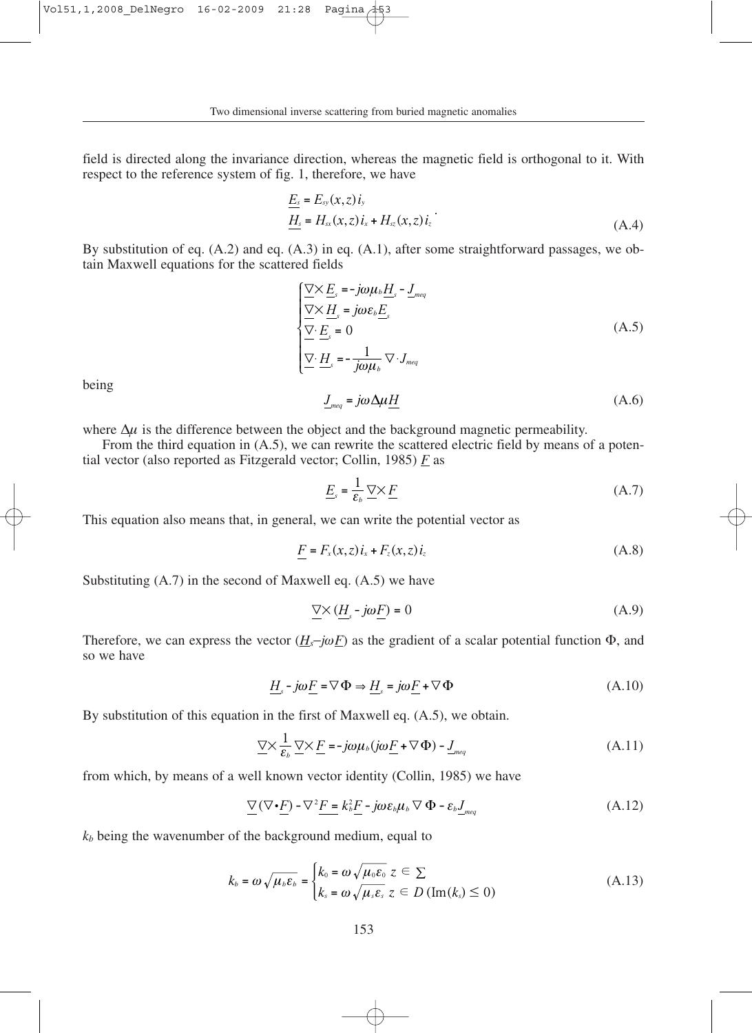field is directed along the invariance direction, whereas the magnetic field is orthogonal to it. With respect to the reference system of fig. 1, therefore, we have

$$\begin{aligned} \underline{E}_s &= E_{sy}(x,z)\, i_y \\ \underline{H}_s &= H_{sx}(x,z)\, i_x + H_{sz}(x,z)\, i_z \end{aligned} \tag{A.4}$$

By substitution of eq. (A.2) and eq. (A.3) in eq. (A.1), after some straightforward passages, we obtain Maxwell equations for the scattered fields

$$\begin{cases} \underline{\nabla} \times \underline{E}_s = -j\omega\mu_b \underline{H}_s - \underline{J}_{meq} \\ \underline{\nabla} \times \underline{H}_s = j\omega\varepsilon_b \underline{E}_s \\ \underline{\nabla} \cdot \underline{E}_s = 0 \\ \underline{\nabla} \cdot \underline{H}_s = -\dfrac{1}{j\omega\mu_b} \nabla \cdot J_{meq} \end{cases} \tag{A.5}$$

being

$$\underline{J}_{meq} = j\omega\Delta\mu \underline{H} \tag{A.6}$$

where $\Delta\mu$ is the difference between the object and the background magnetic permeability.

From the third equation in (A.5), we can rewrite the scattered electric field by means of a potential vector (also reported as Fitzgerald vector; Collin, 1985) $\underline{F}$ as

$$\underline{E}_s = \frac{1}{\varepsilon_b} \underline{\nabla} \times \underline{F} \tag{A.7}$$

This equation also means that, in general, we can write the potential vector as

$$\underline{F} = F_x(x,z)\, i_x + F_z(x,z)\, i_z \tag{A.8}$$

Substituting (A.7) in the second of Maxwell eq. (A.5) we have

$$\underline{\nabla} \times (\underline{H}_s - j\omega \underline{F}) = 0 \tag{A.9}$$

Therefore, we can express the vector ($\underline{H}_s - j\omega\underline{F}$) as the gradient of a scalar potential function $\Phi$, and so we have

$$\underline{H}_s - j\omega \underline{F} = \nabla \Phi \Rightarrow \underline{H}_s = j\omega \underline{F} + \nabla \Phi \tag{A.10}$$

By substitution of this equation in the first of Maxwell eq. (A.5), we obtain.

$$\underline{\nabla} \times \frac{1}{\varepsilon_b} \underline{\nabla} \times \underline{F} = -j\omega\mu_b (j\omega \underline{F} + \nabla \Phi) - \underline{J}_{meq} \tag{A.11}$$

from which, by means of a well known vector identity (Collin, 1985) we have

$$\underline{\nabla}(\nabla \bullet \underline{F}) - \nabla^2 \underline{F} = k_b^2 \underline{F} - j\omega\varepsilon_b\mu_b \nabla \Phi - \varepsilon_b \underline{J}_{meq} \tag{A.12}$$

$k_b$ being the wavenumber of the background medium, equal to

$$k_b = \omega\sqrt{\mu_b\varepsilon_b} = \begin{cases} k_0 = \omega\sqrt{\mu_0\varepsilon_0} \;\; z \in \Sigma \\ k_s = \omega\sqrt{\mu_s\varepsilon_s} \;\; z \in D \; (\mathrm{Im}(k_s) \leq 0) \end{cases} \tag{A.13}$$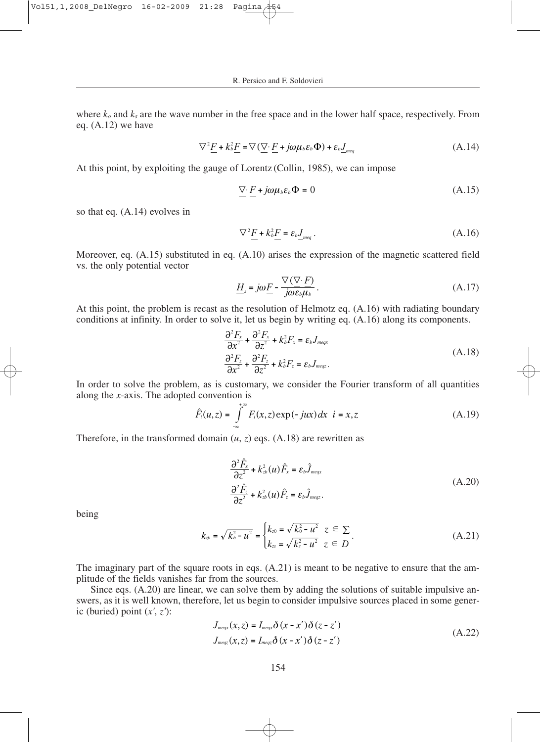where $k_o$ and $k_s$ are the wave number in the free space and in the lower half space, respectively. From eq. (A.12) we have

$$\nabla^2 \underline{F} + k_b^2 \underline{F} = \nabla(\underline{\nabla} \cdot \underline{F} + j\omega\mu_b\varepsilon_b\Phi) + \varepsilon_b \underline{J}_{meq} \tag{A.14}$$

At this point, by exploiting the gauge of Lorentz (Collin, 1985), we can impose

$$\underline{\nabla} \cdot \underline{F} + j\omega\mu_b\varepsilon_b\Phi = 0 \tag{A.15}$$

so that eq. (A.14) evolves in

$$\nabla^2 \underline{F} + k_b^2 \underline{F} = \varepsilon_b \underline{J}_{meq}. \tag{A.16}$$

Moreover, eq. (A.15) substituted in eq. (A.10) arises the expression of the magnetic scattered field vs. the only potential vector

$$\underline{H}_s = j\omega \underline{F} - \frac{\nabla(\underline{\nabla} \cdot \underline{F})}{j\omega\varepsilon_b\mu_b}. \tag{A.17}$$

At this point, the problem is recast as the resolution of Helmotz eq. (A.16) with radiating boundary conditions at infinity. In order to solve it, let us begin by writing eq. (A.16) along its components.

$$\begin{aligned}
&\frac{\partial^2 F_x}{\partial x^2} + \frac{\partial^2 F_x}{\partial z^2} + k_b^2 F_x = \varepsilon_b J_{meqx} \\
&\frac{\partial^2 F_z}{\partial x^2} + \frac{\partial^2 F_z}{\partial z^2} + k_b^2 F_z = \varepsilon_b J_{meqz}.
\end{aligned} \tag{A.18}$$

In order to solve the problem, as is customary, we consider the Fourier transform of all quantities along the *x*-axis. The adopted convention is

$$\hat{F}_i(u,z) = \int_{-\infty}^{+\infty} F_i(x,z)\exp(-jux)\,dx \quad i = x,z \tag{A.19}$$

Therefore, in the transformed domain $(u, z)$ eqs. (A.18) are rewritten as

$$\begin{aligned}
&\frac{\partial^2 \hat{F}_x}{\partial z^2} + k_{zb}^2(u)\hat{F}_x = \varepsilon_b \hat{J}_{meqx} \\
&\frac{\partial^2 \hat{F}_z}{\partial z^2} + k_{zb}^2(u)\hat{F}_z = \varepsilon_b \hat{J}_{meqz}.
\end{aligned} \tag{A.20}$$

being

$$k_{zb} = \sqrt{k_b^2 - u^2} = \begin{cases} k_{z0} = \sqrt{k_0^2 - u^2} & z \in \Sigma \\ k_{zs} = \sqrt{k_s^2 - u^2} & z \in D \end{cases}. \tag{A.21}$$

The imaginary part of the square roots in eqs. (A.21) is meant to be negative to ensure that the amplitude of the fields vanishes far from the sources.

Since eqs. (A.20) are linear, we can solve them by adding the solutions of suitable impulsive answers, as it is well known, therefore, let us begin to consider impulsive sources placed in some generic (buried) point $(x', z')$:

$$\begin{aligned}
&J_{meqx}(x,z) = I_{meqx}\delta(x - x')\delta(z - z') \\
&J_{meqz}(x,z) = I_{meqz}\delta(x - x')\delta(z - z')
\end{aligned} \tag{A.22}$$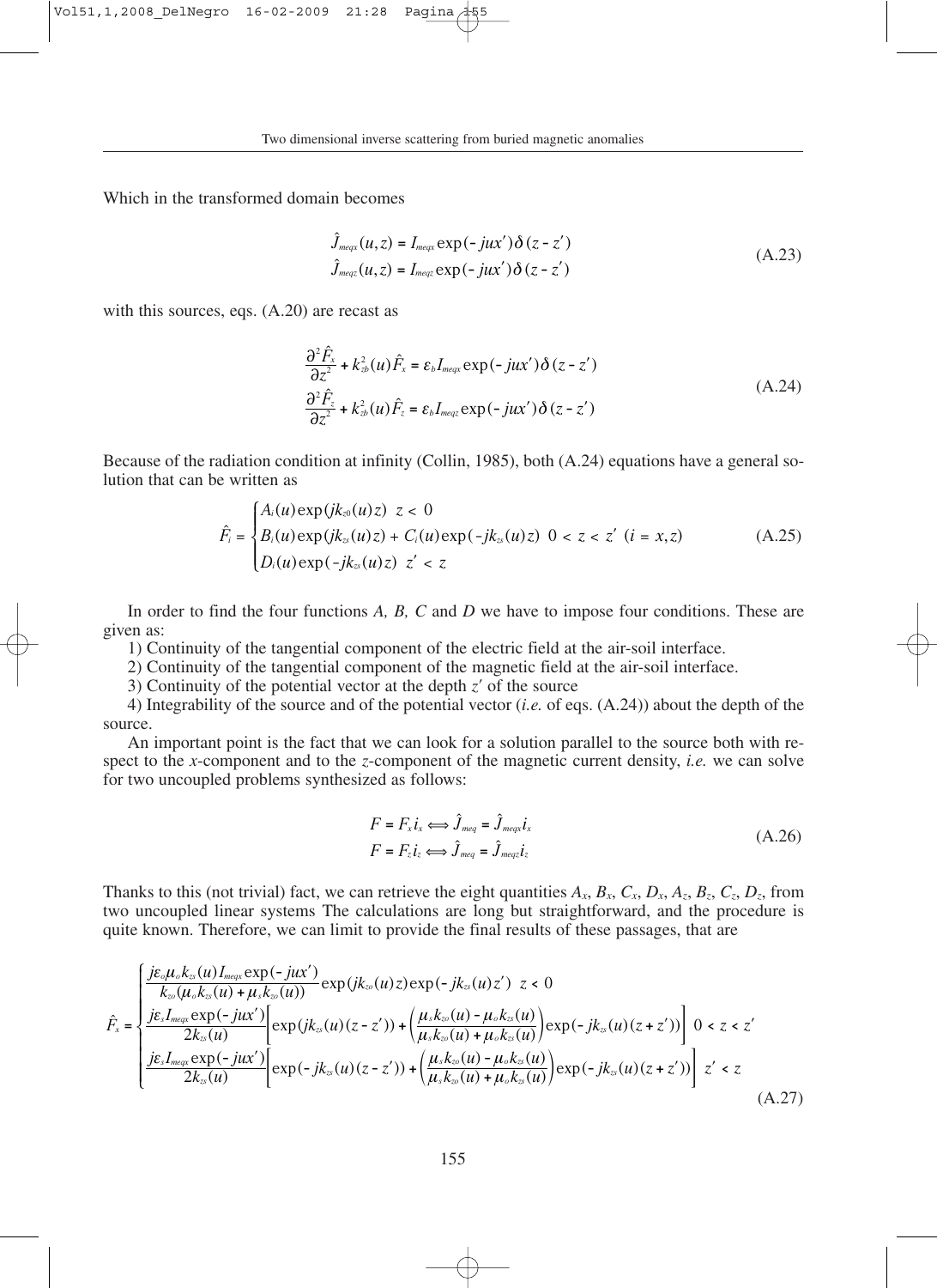Which in the transformed domain becomes

$$
\begin{aligned}
\hat{J}_{meqx}(u,z) &= I_{meqx}\exp(-jux')\delta(z-z') \\
\hat{J}_{meqz}(u,z) &= I_{meqz}\exp(-jux')\delta(z-z')
\end{aligned}
\tag{A.23}
$$

with this sources, eqs. (A.20) are recast as

$$
\begin{aligned}
\frac{\partial^2 \hat{F}_x}{\partial z^2} + k_{zb}^2(u)\hat{F}_x &= \varepsilon_b I_{meqx}\exp(-jux')\delta(z-z') \\
\frac{\partial^2 \hat{F}_z}{\partial z^2} + k_{zb}^2(u)\hat{F}_z &= \varepsilon_b I_{meqz}\exp(-jux')\delta(z-z')
\end{aligned}
\tag{A.24}
$$

Because of the radiation condition at infinity (Collin, 1985), both (A.24) equations have a general solution that can be written as

$$
\hat{F}_i = \begin{cases}
A_i(u)\exp(jk_{z0}(u)z) & z < 0 \\
B_i(u)\exp(jk_{zs}(u)z) + C_i(u)\exp(-jk_{zs}(u)z) & 0 < z < z' \quad (i = x, z) \\
D_i(u)\exp(-jk_{zs}(u)z) & z' < z
\end{cases}
\tag{A.25}
$$

In order to find the four functions *A, B, C* and *D* we have to impose four conditions. These are given as:

1) Continuity of the tangential component of the electric field at the air-soil interface.

2) Continuity of the tangential component of the magnetic field at the air-soil interface.

3) Continuity of the potential vector at the depth $z'$ of the source

4) Integrability of the source and of the potential vector (*i.e.* of eqs. (A.24)) about the depth of the source.

An important point is the fact that we can look for a solution parallel to the source both with respect to the *x*-component and to the *z*-component of the magnetic current density, *i.e.* we can solve for two uncoupled problems synthesized as follows:

$$
\begin{aligned}
F = F_x i_x &\Leftrightarrow \hat{J}_{meq} = \hat{J}_{meqx} i_x \\
F = F_z i_z &\Leftrightarrow \hat{J}_{meq} = \hat{J}_{meqz} i_z
\end{aligned}
\tag{A.26}
$$

Thanks to this (not trivial) fact, we can retrieve the eight quantities $A_x$, $B_x$, $C_x$, $D_x$, $A_z$, $B_z$, $C_z$, $D_z$, from two uncoupled linear systems The calculations are long but straightforward, and the procedure is quite known. Therefore, we can limit to provide the final results of these passages, that are

$$
\hat{F}_x = \begin{cases}
\dfrac{j\varepsilon_o \mu_o k_{zs}(u) I_{meqx}\exp(-jux')}{k_{zo}(\mu_o k_{zs}(u) + \mu_s k_{zo}(u))}\exp(jk_{zo}(u)z)\exp(-jk_{zs}(u)z') & z < 0 \\[2ex]
\dfrac{j\varepsilon_s I_{meqx}\exp(-jux')}{2k_{zs}(u)}\left[\exp(jk_{zs}(u)(z-z')) + \left(\dfrac{\mu_s k_{zo}(u) - \mu_o k_{zs}(u)}{\mu_s k_{zo}(u) + \mu_o k_{zs}(u)}\right)\exp(-jk_{zs}(u)(z+z'))\right] & 0 < z < z' \\[2ex]
\dfrac{j\varepsilon_s I_{meqx}\exp(-jux')}{2k_{zs}(u)}\left[\exp(-jk_{zs}(u)(z-z')) + \left(\dfrac{\mu_s k_{zo}(u) - \mu_o k_{zs}(u)}{\mu_s k_{zo}(u) + \mu_o k_{zs}(u)}\right)\exp(-jk_{zs}(u)(z+z'))\right] & z' < z
\end{cases}
\tag{A.27}
$$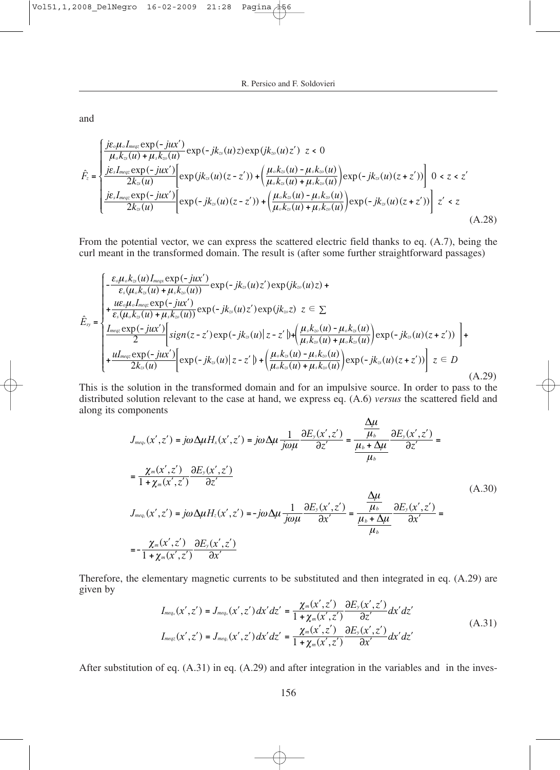and

$$
\hat{F}_z = \begin{cases} \dfrac{j\varepsilon_o\mu_o I_{meqz}\exp(-jux')}{\mu_o k_{zs}(u)+\mu_s k_{zo}(u)}\exp(-jk_{zs}(u)z)\exp(jk_{zo}(u)z') \;\; z<0 \\ \dfrac{j\varepsilon_s I_{meqz}\exp(-jux')}{2k_{zs}(u)}\left[\exp(jk_{zs}(u)(z-z'))+\left(\dfrac{\mu_o k_{zs}(u)-\mu_s k_{zo}(u)}{\mu_o k_{zs}(u)+\mu_s k_{zo}(u)}\right)\exp(-jk_{zs}(u)(z+z'))\right] \;\; 0<z<z' \\ \dfrac{j\varepsilon_s I_{meqz}\exp(-jux')}{2k_{zs}(u)}\left[\exp(-jk_{zs}(u)(z-z'))+\left(\dfrac{\mu_o k_{zs}(u)-\mu_s k_{zo}(u)}{\mu_o k_{zs}(u)+\mu_s k_{zo}(u)}\right)\exp(-jk_{zs}(u)(z+z'))\right] \;\; z'<z \end{cases} \tag{A.28}
$$

From the potential vector, we can express the scattered electric field thanks to eq. (A.7), being the curl meant in the transformed domain. The result is (after some further straightforward passages)

$$
\hat{E}_{sy} = \begin{cases} -\dfrac{\varepsilon_o\mu_o k_{zs}(u) I_{meqx}\exp(-jux')}{\varepsilon_s(\mu_o k_{zs}(u)+\mu_s k_{zo}(u))}\exp(-jk_{zs}(u)z')\exp(jk_{zo}(u)z) + \\ +\dfrac{u\varepsilon_o\mu_o I_{meqz}\exp(-jux')}{\varepsilon_s(\mu_o k_{zs}(u)+\mu_s k_{zo}(u))}\exp(-jk_{zs}(u)z')\exp(jk_{zo}z) \;\; z\in\sum \\ \dfrac{I_{meqz}\exp(-jux')}{2}\left[sign(z-z')\exp(-jk_{zs}(u)|z-z'|)+\left(\dfrac{\mu_s k_{zo}(u)-\mu_o k_{zs}(u)}{\mu_s k_{zo}(u)+\mu_o k_{zs}(u)}\right)\exp(-jk_{zs}(u)(z+z'))\right]+ \\ +\dfrac{uI_{meqz}\exp(-jux')}{2k_{zs}(u)}\left[\exp(-jk_{zs}(u)|z-z'|)+\left(\dfrac{\mu_o k_{zs}(u)-\mu_s k_{zo}(u)}{\mu_o k_{zs}(u)+\mu_s k_{zo}(u)}\right)\exp(-jk_{zs}(u)(z+z'))\right] \;\; z\in D \end{cases} \tag{A.29}
$$

This is the solution in the transformed domain and for an impulsive source. In order to pass to the distributed solution relevant to the case at hand, we express eq. (A.6) *versus* the scattered field and along its components

$$
\begin{aligned}
J_{meq_x}(x',z') &= j\omega\Delta\mu H_x(x',z') = j\omega\Delta\mu\frac{1}{j\omega\mu}\frac{\partial E_y(x',z')}{\partial z'} = \frac{\dfrac{\Delta\mu}{\mu_b}}{\dfrac{\mu_b+\Delta\mu}{\mu_b}}\frac{\partial E_y(x',z')}{\partial z'} = \\
&= \frac{\chi_m(x',z')}{1+\chi_m(x',z')}\frac{\partial E_y(x',z')}{\partial z'} \\
J_{meq_z}(x',z') &= j\omega\Delta\mu H_z(x',z') = -j\omega\Delta\mu\frac{1}{j\omega\mu}\frac{\partial E_y(x',z')}{\partial x'} = \frac{\dfrac{\Delta\mu}{\mu_b}}{\dfrac{\mu_b+\Delta\mu}{\mu_b}}\frac{\partial E_y(x',z')}{\partial x'} = \\
&= -\frac{\chi_m(x',z')}{1+\chi_m(x',z')}\frac{\partial E_y(x',z')}{\partial x'}
\end{aligned} \tag{A.30}
$$

Therefore, the elementary magnetic currents to be substituted and then integrated in eq. (A.29) are given by

$$
\begin{aligned}
I_{meqx}(x',z') &= J_{meq_x}(x',z')\,dx'dz' = \frac{\chi_m(x',z')}{1+\chi_m(x',z')}\frac{\partial E_y(x',z')}{\partial z'}dx'dz' \\
I_{meqz}(x',z') &= J_{meq_z}(x',z')\,dx'dz' = \frac{\chi_m(x',z')}{1+\chi_m(x',z')}\frac{\partial E_y(x',z')}{\partial x'}dx'dz'
\end{aligned} \tag{A.31}
$$

After substitution of eq. (A.31) in eq. (A.29) and after integration in the variables and in the inves-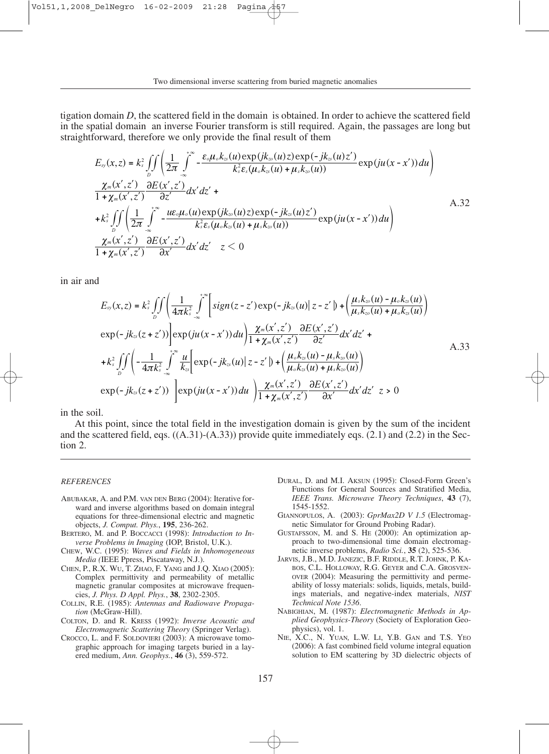tigation domain *D*, the scattered field in the domain is obtained. In order to achieve the scattered field in the spatial domain an inverse Fourier transform is still required. Again, the passages are long but straightforward, therefore we only provide the final result of them

$$
\begin{aligned}
E_{sy}(x,z) = k_s^2 \iint_D & \left( \frac{1}{2\pi} \int_{-\infty}^{+\infty} -\frac{\varepsilon_o \mu_o k_{zs}(u) \exp(jk_{zo}(u)z)\exp(-jk_{zs}(u)z')}{k_s^2 \varepsilon_s (\mu_o k_{zs}(u) + \mu_s k_{zo}(u))} \exp(ju(x-x'))du \right) \\
& \frac{\chi_m(x',z')}{1+\chi_m(x',z')} \frac{\partial E(x',z')}{\partial z'} dx'dz' + \\
+ k_s^2 \iint_D & \left( \frac{1}{2\pi} \int_{-\infty}^{+\infty} -\frac{u\varepsilon_o \mu_o(u) \exp(jk_{zo}(u)z)\exp(-jk_{zs}(u)z')}{k_s^2 \varepsilon_s (\mu_o k_{zs}(u) + \mu_s k_{zo}(u))} \exp(ju(x-x'))du \right) \\
& \frac{\chi_m(x',z')}{1+\chi_m(x',z')} \frac{\partial E(x',z')}{\partial x'} dx'dz' \quad z < 0
\end{aligned}
\tag{A.32}
$$

in air and

$$
\begin{aligned}
E_{sy}(x,z) = k_s^2 \iint_D & \left( \frac{1}{4\pi k_s^2} \int_{-\infty}^{+\infty} \left[ sign(z-z')\exp(-jk_{zs}(u)|z-z'|) + \left( \frac{\mu_s k_{zo}(u) - \mu_o k_{zs}(u)}{\mu_s k_{zo}(u) + \mu_o k_{zs}(u)} \right) \right. \right. \\
& \left. \left. \exp(-jk_{zs}(z+z')) \right] \exp(ju(x-x'))du \right) \frac{\chi_m(x',z')}{1+\chi_m(x',z')} \frac{\partial E(x',z')}{\partial z'} dx'dz' + \\
+ k_s^2 \iint_D & \left( -\frac{1}{4\pi k_s^2} \int_{-\infty}^{+\infty} \frac{u}{k_{zs}} \left[ \exp(-jk_{zs}(u)|z-z'|) + \left( \frac{\mu_o k_{zs}(u) - \mu_s k_{zo}(u)}{\mu_o k_{zs}(u) + \mu_s k_{zo}(u)} \right) \right. \right. \\
& \left. \left. \exp(-jk_{zs}(z+z')) \right] \exp(ju(x-x'))du \right) \frac{\chi_m(x',z')}{1+\chi_m(x',z')} \frac{\partial E(x',z')}{\partial x'} dx'dz' \quad z > 0
\end{aligned}
\tag{A.33}
$$

in the soil.

At this point, since the total field in the investigation domain is given by the sum of the incident and the scattered field, eqs. ((A.31)-(A.33)) provide quite immediately eqs. (2.1) and (2.2) in the Section 2.

*REFERENCES*

- ABUBAKAR, A. and P.M. VAN DEN BERG (2004): Iterative forward and inverse algorithms based on domain integral equations for three-dimensional electric and magnetic objects, *J. Comput. Phys.*, **195**, 236-262.
- BERTERO, M. and P. BOCCACCI (1998): *Introduction to Inverse Problems in Imaging* (IOP, Bristol, U.K.).
- CHEW, W.C. (1995): *Waves and Fields in Inhomogeneous Media (*IEEE Ppress, Piscataway, N.J.).
- CHEN, P., R.X. WU, T. ZHAO, F. YANG and J.Q. XIAO (2005): Complex permittivity and permeability of metallic magnetic granular composites at microwave frequencies, *J. Phys. D Appl. Phys.*, **38**, 2302-2305.
- COLLIN, R.E. (1985): *Antennas and Radiowave Propagation* (McGraw-Hill).
- COLTON, D. and R. KRESS (1992): *Inverse Acoustic and Electromagnetic Scattering Theory* (Springer Verlag).
- CROCCO, L. and F. SOLDOVIERI (2003): A microwave tomographic approach for imaging targets buried in a layered medium, *Ann. Geophys.*, **46** (3), 559-572.
- DURAL, D. and M.I. AKSUN (1995): Closed-Form Green's Functions for General Sources and Stratified Media, *IEEE Trans. Microwave Theory Techniques*, **43** (7), 1545-1552.
- GIANNOPULOS, A. (2003): *GprMax2D V 1.5* (Electromagnetic Simulator for Ground Probing Radar).
- GUSTAFSSON, M. and S. HE (2000): An optimization approach to two-dimensional time domain electromagnetic inverse problems, *Radio Sci.*, **35** (2), 525-536.
- JARVIS, J.B., M.D. JANEZIC, B.F. RIDDLE, R.T. JOHNK, P. KABOS, C.L. HOLLOWAY, R.G. GEYER and C.A. GROSVENOVER (2004): Measuring the permittivity and permeability of lossy materials: solids, liquids, metals, buildings materials, and negative-index materials, *NIST Technical Note 1536*.
- NABIGHIAN, M. (1987): *Electromagnetic Methods in Applied Geophysics-Theory* (Society of Exploration Geophysics), vol. 1.
- NIE, X.C., N. YUAN, L.W. LI, Y.B. GAN and T.S. YEO (2006): A fast combined field volume integral equation solution to EM scattering by 3D dielectric objects of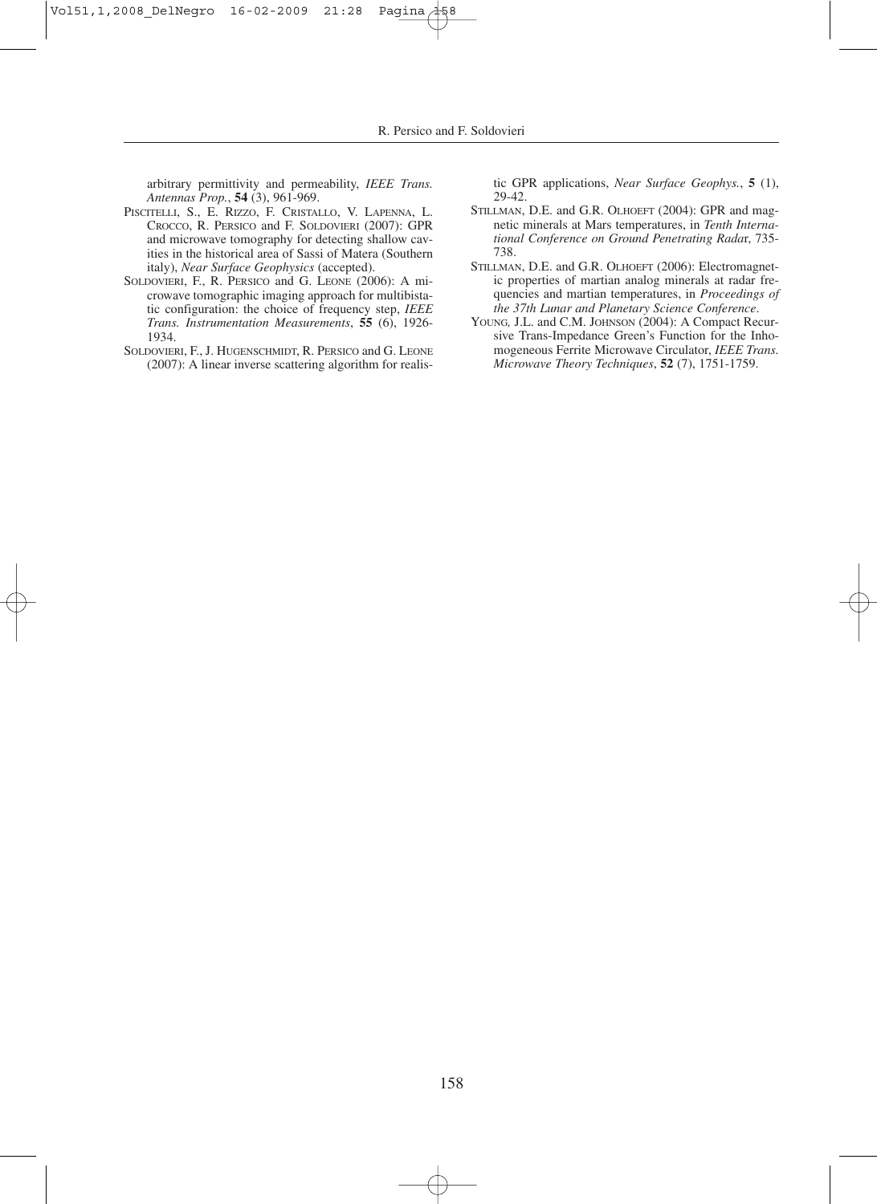arbitrary permittivity and permeability, *IEEE Trans. Antennas Prop.*, **54** (3), 961-969.

PISCITELLI, S., E. RIZZO, F. CRISTALLO, V. LAPENNA, L. CROCCO, R. PERSICO and F. SOLDOVIERI (2007): GPR and microwave tomography for detecting shallow cavities in the historical area of Sassi of Matera (Southern italy), *Near Surface Geophysics* (accepted).

SOLDOVIERI, F., R. PERSICO and G. LEONE (2006): A microwave tomographic imaging approach for multibistatic configuration: the choice of frequency step, *IEEE Trans. Instrumentation Measurements*, **55** (6), 1926-1934.

SOLDOVIERI, F., J. HUGENSCHMIDT, R. PERSICO and G. LEONE (2007): A linear inverse scattering algorithm for realistic GPR applications, *Near Surface Geophys.*, **5** (1), 29-42.

STILLMAN, D.E. and G.R. OLHOEFT (2004): GPR and magnetic minerals at Mars temperatures, in *Tenth International Conference on Ground Penetrating Radar*, 735-738.

STILLMAN, D.E. and G.R. OLHOEFT (2006): Electromagnetic properties of martian analog minerals at radar frequencies and martian temperatures, in *Proceedings of the 37th Lunar and Planetary Science Conference*.

YOUNG, J.L. and C.M. JOHNSON (2004): A Compact Recursive Trans-Impedance Green's Function for the Inhomogeneous Ferrite Microwave Circulator, *IEEE Trans. Microwave Theory Techniques*, **52** (7), 1751-1759.